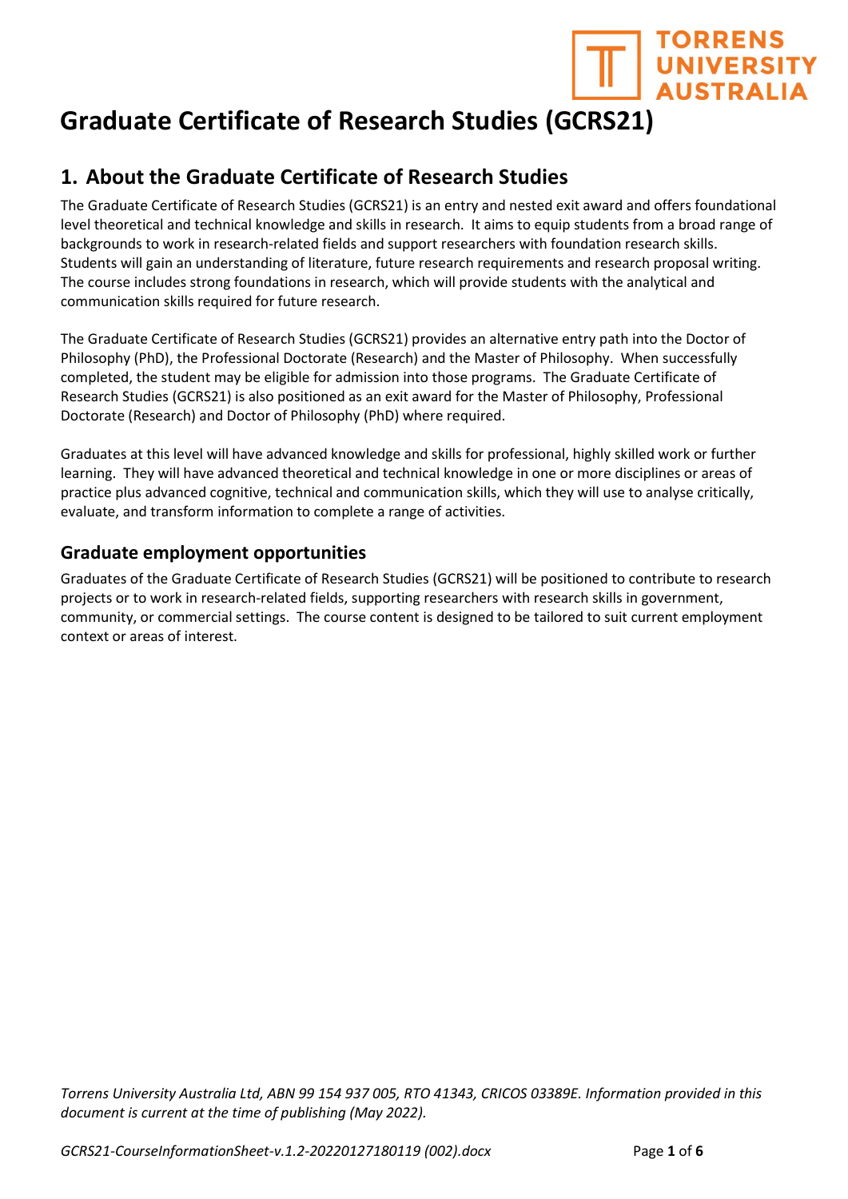# Graduate Certificate of Research Studies (GCRS21)

## 1. About the Graduate Certificate of Research Studies

The Graduate Certificate of Research Studies (GCRS21) is an entry and nested exit award and offers foundational level theoretical and technical knowledge and skills in research. It aims to equip students from a broad range of backgrounds to work in research-related fields and support researchers with foundation research skills. Students will gain an understanding of literature, future research requirements and research proposal writing. The course includes strong foundations in research, which will provide students with the analytical and communication skills required for future research.

The Graduate Certificate of Research Studies (GCRS21) provides an alternative entry path into the Doctor of Philosophy (PhD), the Professional Doctorate (Research) and the Master of Philosophy. When successfully completed, the student may be eligible for admission into those programs. The Graduate Certificate of Research Studies (GCRS21) is also positioned as an exit award for the Master of Philosophy, Professional Doctorate (Research) and Doctor of Philosophy (PhD) where required.

Graduates at this level will have advanced knowledge and skills for professional, highly skilled work or further learning. They will have advanced theoretical and technical knowledge in one or more disciplines or areas of practice plus advanced cognitive, technical and communication skills, which they will use to analyse critically, evaluate, and transform information to complete a range of activities.

### Graduate employment opportunities

Graduates of the Graduate Certificate of Research Studies (GCRS21) will be positioned to contribute to research projects or to work in research-related fields, supporting researchers with research skills in government, community, or commercial settings. The course content is designed to be tailored to suit current employment context or areas of interest.

*Torrens University Australia Ltd, ABN 99 154 937 005, RTO 41343, CRICOS 03389E. Information provided in this document is current at the time of publishing (May 2022).*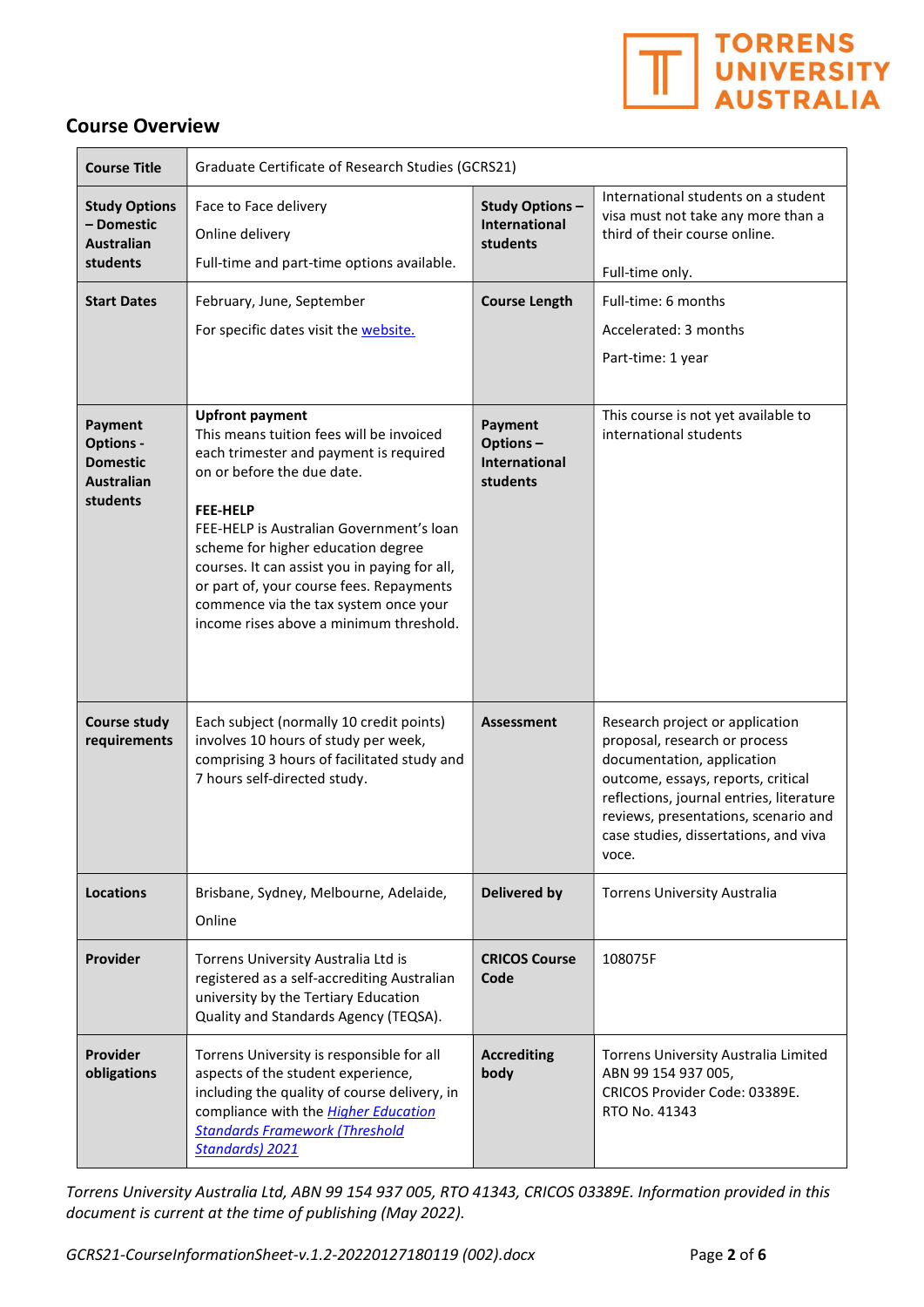## Course Overview

| Course Title | Graduate Certificate of Research Studies (GCRS21) | | |
|---|---|---|---|
| **Study Options – Domestic Australian students** | Face to Face delivery<br>Online delivery<br>Full-time and part-time options available. | **Study Options – International students** | International students on a student visa must not take any more than a third of their course online.<br><br>Full-time only. |
| **Start Dates** | February, June, September<br>For specific dates visit the website. | **Course Length** | Full-time: 6 months<br>Accelerated: 3 months<br>Part-time: 1 year |
| **Payment Options - Domestic Australian students** | **Upfront payment**<br>This means tuition fees will be invoiced each trimester and payment is required on or before the due date.<br><br>**FEE-HELP**<br>FEE-HELP is Australian Government's loan scheme for higher education degree courses. It can assist you in paying for all, or part of, your course fees. Repayments commence via the tax system once your income rises above a minimum threshold. | **Payment Options – International students** | This course is not yet available to international students |
| **Course study requirements** | Each subject (normally 10 credit points) involves 10 hours of study per week, comprising 3 hours of facilitated study and 7 hours self-directed study. | **Assessment** | Research project or application proposal, research or process documentation, application outcome, essays, reports, critical reflections, journal entries, literature reviews, presentations, scenario and case studies, dissertations, and viva voce. |
| **Locations** | Brisbane, Sydney, Melbourne, Adelaide,<br>Online | **Delivered by** | Torrens University Australia |
| **Provider** | Torrens University Australia Ltd is registered as a self-accrediting Australian university by the Tertiary Education Quality and Standards Agency (TEQSA). | **CRICOS Course Code** | 108075F |
| **Provider obligations** | Torrens University is responsible for all aspects of the student experience, including the quality of course delivery, in compliance with the *Higher Education Standards Framework (Threshold Standards) 2021* | **Accrediting body** | Torrens University Australia Limited<br>ABN 99 154 937 005,<br>CRICOS Provider Code: 03389E.<br>RTO No. 41343 |

*Torrens University Australia Ltd, ABN 99 154 937 005, RTO 41343, CRICOS 03389E. Information provided in this document is current at the time of publishing (May 2022).*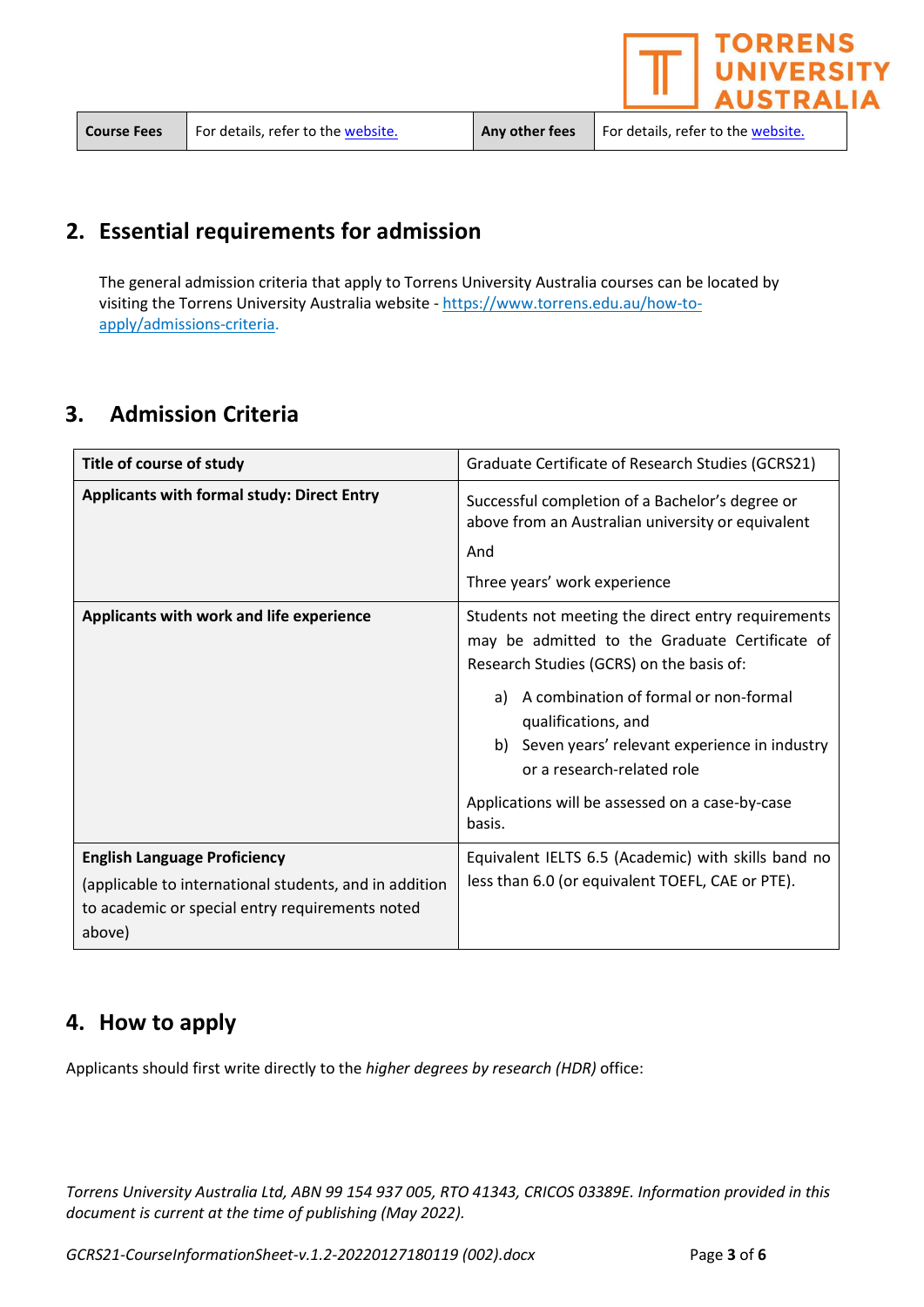| Course Fees | For details, refer to the [website.](website) | Any other fees | For details, refer to the [website.](website) |
|---|---|---|---|

## 2. Essential requirements for admission

The general admission criteria that apply to Torrens University Australia courses can be located by visiting the Torrens University Australia website - https://www.torrens.edu.au/how-to-apply/admissions-criteria.

## 3. Admission Criteria

| Title of course of study | Graduate Certificate of Research Studies (GCRS21) |
|---|---|
| **Applicants with formal study: Direct Entry** | Successful completion of a Bachelor's degree or above from an Australian university or equivalent<br><br>And<br><br>Three years' work experience |
| **Applicants with work and life experience** | Students not meeting the direct entry requirements may be admitted to the Graduate Certificate of Research Studies (GCRS) on the basis of:<br><br>a) A combination of formal or non-formal qualifications, and<br>b) Seven years' relevant experience in industry or a research-related role<br><br>Applications will be assessed on a case-by-case basis. |
| **English Language Proficiency**<br>(applicable to international students, and in addition to academic or special entry requirements noted above) | Equivalent IELTS 6.5 (Academic) with skills band no less than 6.0 (or equivalent TOEFL, CAE or PTE). |

## 4. How to apply

Applicants should first write directly to the *higher degrees by research (HDR)* office:

*Torrens University Australia Ltd, ABN 99 154 937 005, RTO 41343, CRICOS 03389E. Information provided in this document is current at the time of publishing (May 2022).*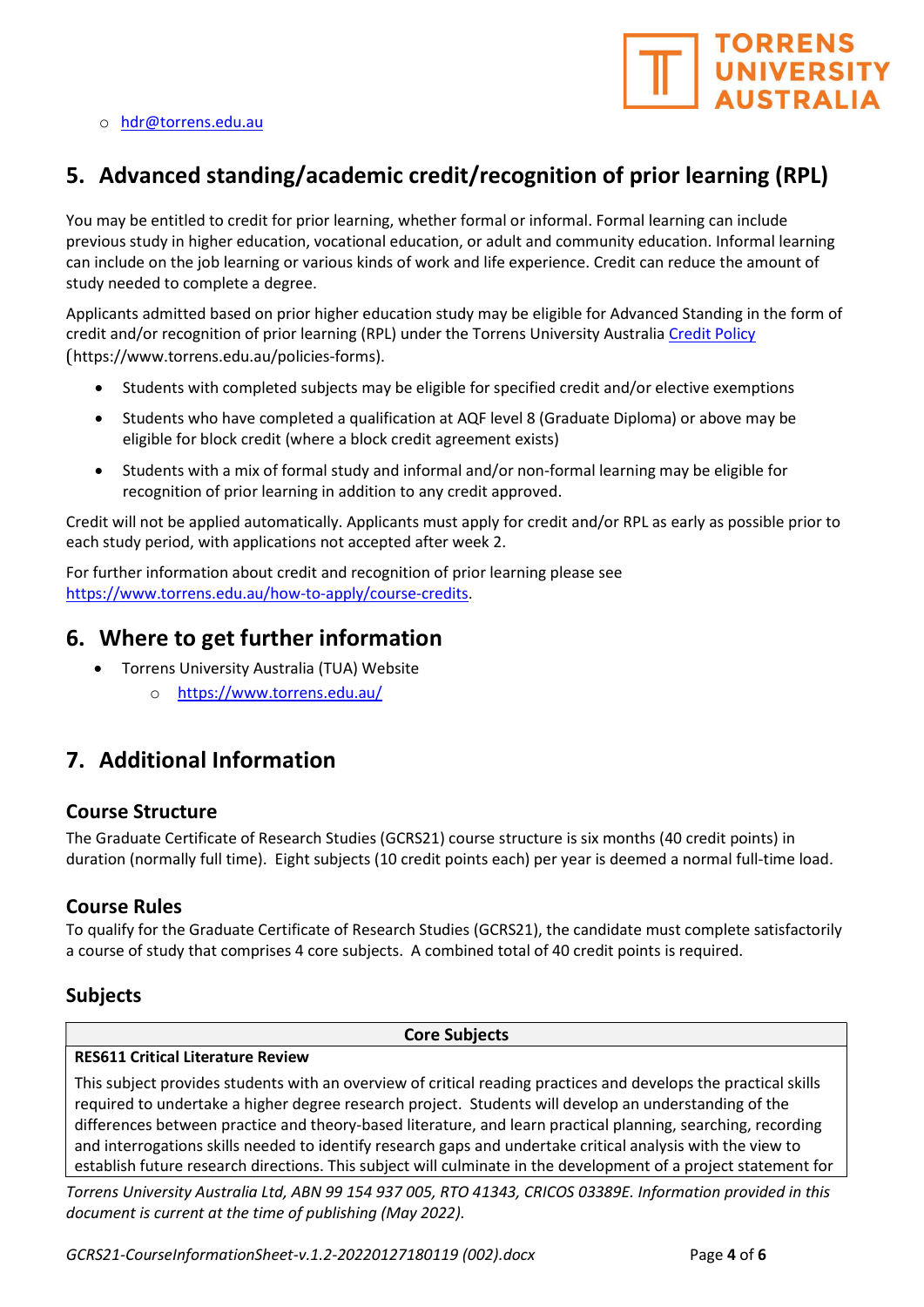- hdr@torrens.edu.au

## 5. Advanced standing/academic credit/recognition of prior learning (RPL)

You may be entitled to credit for prior learning, whether formal or informal. Formal learning can include previous study in higher education, vocational education, or adult and community education. Informal learning can include on the job learning or various kinds of work and life experience. Credit can reduce the amount of study needed to complete a degree.

Applicants admitted based on prior higher education study may be eligible for Advanced Standing in the form of credit and/or recognition of prior learning (RPL) under the Torrens University Australia Credit Policy (https://www.torrens.edu.au/policies-forms).

- Students with completed subjects may be eligible for specified credit and/or elective exemptions
- Students who have completed a qualification at AQF level 8 (Graduate Diploma) or above may be eligible for block credit (where a block credit agreement exists)
- Students with a mix of formal study and informal and/or non-formal learning may be eligible for recognition of prior learning in addition to any credit approved.

Credit will not be applied automatically. Applicants must apply for credit and/or RPL as early as possible prior to each study period, with applications not accepted after week 2.

For further information about credit and recognition of prior learning please see https://www.torrens.edu.au/how-to-apply/course-credits.

## 6. Where to get further information

- Torrens University Australia (TUA) Website
  - https://www.torrens.edu.au/

## 7. Additional Information

### Course Structure

The Graduate Certificate of Research Studies (GCRS21) course structure is six months (40 credit points) in duration (normally full time). Eight subjects (10 credit points each) per year is deemed a normal full-time load.

### Course Rules

To qualify for the Graduate Certificate of Research Studies (GCRS21), the candidate must complete satisfactorily a course of study that comprises 4 core subjects. A combined total of 40 credit points is required.

### Subjects

| Core Subjects |
|---|
| **RES611 Critical Literature Review** |
| This subject provides students with an overview of critical reading practices and develops the practical skills required to undertake a higher degree research project. Students will develop an understanding of the differences between practice and theory-based literature, and learn practical planning, searching, recording and interrogations skills needed to identify research gaps and undertake critical analysis with the view to establish future research directions. This subject will culminate in the development of a project statement for |

*Torrens University Australia Ltd, ABN 99 154 937 005, RTO 41343, CRICOS 03389E. Information provided in this document is current at the time of publishing (May 2022).*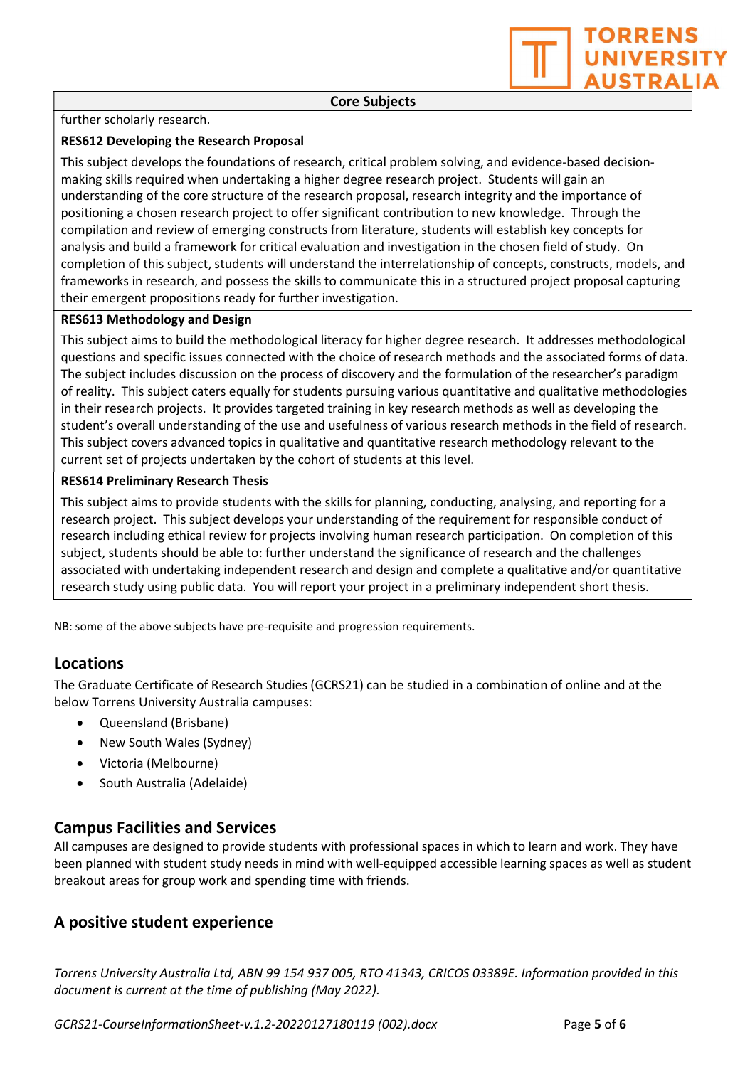| Core Subjects |
|---|
| further scholarly research. |
| **RES612 Developing the Research Proposal** |
| This subject develops the foundations of research, critical problem solving, and evidence-based decision-making skills required when undertaking a higher degree research project. Students will gain an understanding of the core structure of the research proposal, research integrity and the importance of positioning a chosen research project to offer significant contribution to new knowledge. Through the compilation and review of emerging constructs from literature, students will establish key concepts for analysis and build a framework for critical evaluation and investigation in the chosen field of study. On completion of this subject, students will understand the interrelationship of concepts, constructs, models, and frameworks in research, and possess the skills to communicate this in a structured project proposal capturing their emergent propositions ready for further investigation. |
| **RES613 Methodology and Design** |
| This subject aims to build the methodological literacy for higher degree research. It addresses methodological questions and specific issues connected with the choice of research methods and the associated forms of data. The subject includes discussion on the process of discovery and the formulation of the researcher's paradigm of reality. This subject caters equally for students pursuing various quantitative and qualitative methodologies in their research projects. It provides targeted training in key research methods as well as developing the student's overall understanding of the use and usefulness of various research methods in the field of research. This subject covers advanced topics in qualitative and quantitative research methodology relevant to the current set of projects undertaken by the cohort of students at this level. |
| **RES614 Preliminary Research Thesis** |
| This subject aims to provide students with the skills for planning, conducting, analysing, and reporting for a research project. This subject develops your understanding of the requirement for responsible conduct of research including ethical review for projects involving human research participation. On completion of this subject, students should be able to: further understand the significance of research and the challenges associated with undertaking independent research and design and complete a qualitative and/or quantitative research study using public data. You will report your project in a preliminary independent short thesis. |

NB: some of the above subjects have pre-requisite and progression requirements.

## Locations

The Graduate Certificate of Research Studies (GCRS21) can be studied in a combination of online and at the below Torrens University Australia campuses:

- Queensland (Brisbane)
- New South Wales (Sydney)
- Victoria (Melbourne)
- South Australia (Adelaide)

## Campus Facilities and Services

All campuses are designed to provide students with professional spaces in which to learn and work. They have been planned with student study needs in mind with well-equipped accessible learning spaces as well as student breakout areas for group work and spending time with friends.

## A positive student experience

*Torrens University Australia Ltd, ABN 99 154 937 005, RTO 41343, CRICOS 03389E. Information provided in this document is current at the time of publishing (May 2022).*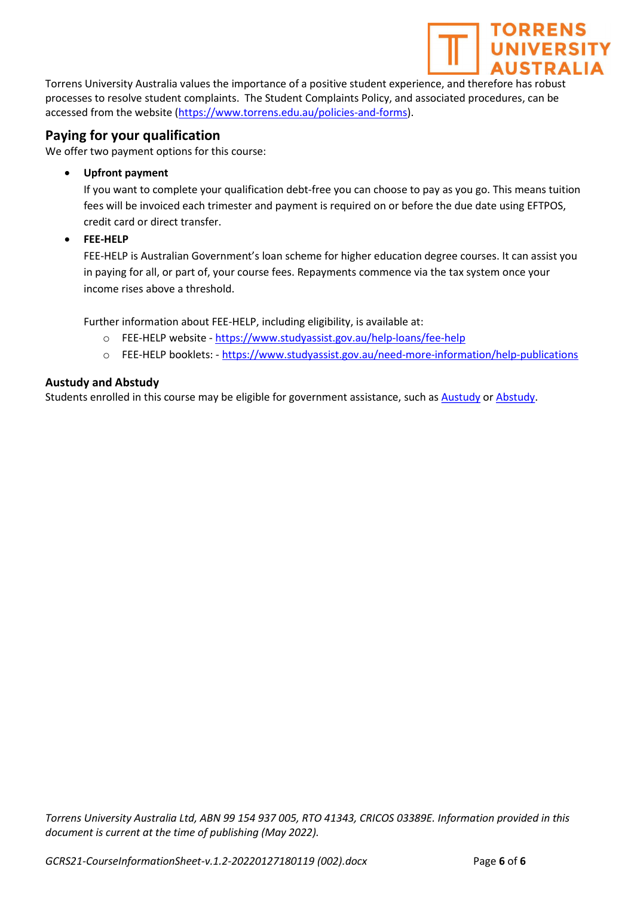Torrens University Australia values the importance of a positive student experience, and therefore has robust processes to resolve student complaints. The Student Complaints Policy, and associated procedures, can be accessed from the website (https://www.torrens.edu.au/policies-and-forms).

## Paying for your qualification

We offer two payment options for this course:

- **Upfront payment**

  If you want to complete your qualification debt-free you can choose to pay as you go. This means tuition fees will be invoiced each trimester and payment is required on or before the due date using EFTPOS, credit card or direct transfer.

- **FEE-HELP**

  FEE-HELP is Australian Government's loan scheme for higher education degree courses. It can assist you in paying for all, or part of, your course fees. Repayments commence via the tax system once your income rises above a threshold.

  Further information about FEE-HELP, including eligibility, is available at:

  - FEE-HELP website - https://www.studyassist.gov.au/help-loans/fee-help
  - FEE-HELP booklets: - https://www.studyassist.gov.au/need-more-information/help-publications

### Austudy and Abstudy

Students enrolled in this course may be eligible for government assistance, such as Austudy or Abstudy.

*Torrens University Australia Ltd, ABN 99 154 937 005, RTO 41343, CRICOS 03389E. Information provided in this document is current at the time of publishing (May 2022).*